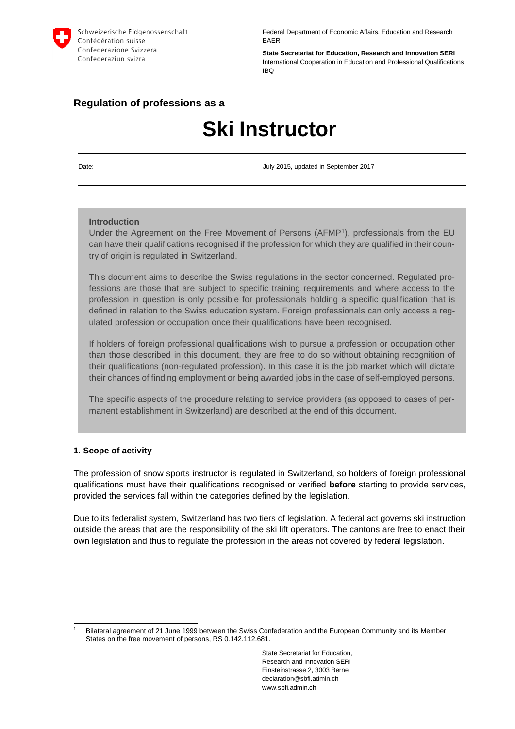Schweizerische Eidgenossenschaft
Confédération suisse
Confederazione Svizzera
Confederaziun svizra

Federal Department of Economic Affairs, Education and Research EAER

**State Secretariat for Education, Research and Innovation SERI**
International Cooperation in Education and Professional Qualifications IBQ

## Regulation of professions as a

# Ski Instructor

Date: July 2015, updated in September 2017

**Introduction**

Under the Agreement on the Free Movement of Persons (AFMP[1]), professionals from the EU can have their qualifications recognised if the profession for which they are qualified in their country of origin is regulated in Switzerland.

This document aims to describe the Swiss regulations in the sector concerned. Regulated professions are those that are subject to specific training requirements and where access to the profession in question is only possible for professionals holding a specific qualification that is defined in relation to the Swiss education system. Foreign professionals can only access a regulated profession or occupation once their qualifications have been recognised.

If holders of foreign professional qualifications wish to pursue a profession or occupation other than those described in this document, they are free to do so without obtaining recognition of their qualifications (non-regulated profession). In this case it is the job market which will dictate their chances of finding employment or being awarded jobs in the case of self-employed persons.

The specific aspects of the procedure relating to service providers (as opposed to cases of permanent establishment in Switzerland) are described at the end of this document.

### 1. Scope of activity

The profession of snow sports instructor is regulated in Switzerland, so holders of foreign professional qualifications must have their qualifications recognised or verified **before** starting to provide services, provided the services fall within the categories defined by the legislation.

Due to its federalist system, Switzerland has two tiers of legislation. A federal act governs ski instruction outside the areas that are the responsibility of the ski lift operators. The cantons are free to enact their own legislation and thus to regulate the profession in the areas not covered by federal legislation.

[1] Bilateral agreement of 21 June 1999 between the Swiss Confederation and the European Community and its Member States on the free movement of persons, RS 0.142.112.681.

State Secretariat for Education, Research and Innovation SERI
Einsteinstrasse 2, 3003 Berne
declaration@sbfi.admin.ch
www.sbfi.admin.ch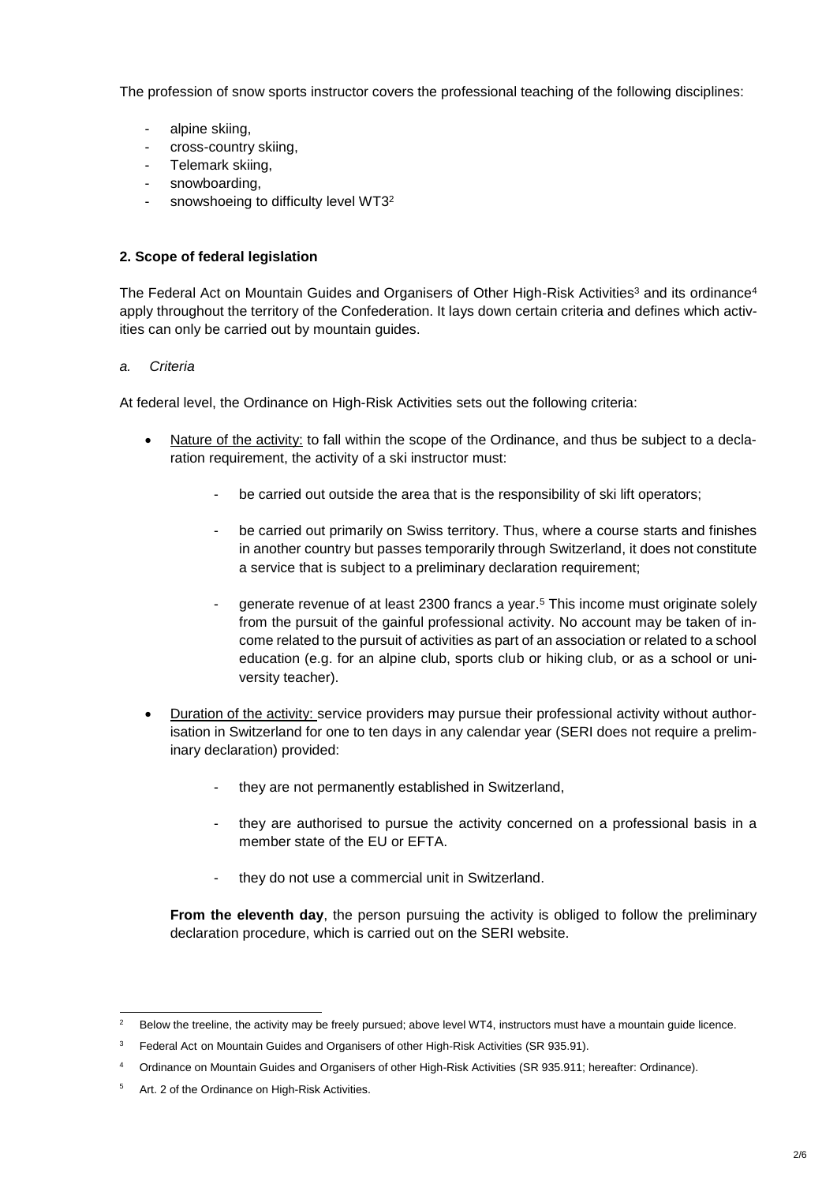The profession of snow sports instructor covers the professional teaching of the following disciplines:

- alpine skiing,
- cross-country skiing,
- Telemark skiing,
- snowboarding,
- snowshoeing to difficulty level WT3[2]

**2. Scope of federal legislation**

The Federal Act on Mountain Guides and Organisers of Other High-Risk Activities[3] and its ordinance[4] apply throughout the territory of the Confederation. It lays down certain criteria and defines which activities can only be carried out by mountain guides.

*a. Criteria*

At federal level, the Ordinance on High-Risk Activities sets out the following criteria:

- Nature of the activity: to fall within the scope of the Ordinance, and thus be subject to a declaration requirement, the activity of a ski instructor must:
    - be carried out outside the area that is the responsibility of ski lift operators;
    - be carried out primarily on Swiss territory. Thus, where a course starts and finishes in another country but passes temporarily through Switzerland, it does not constitute a service that is subject to a preliminary declaration requirement;
    - generate revenue of at least 2300 francs a year.[5] This income must originate solely from the pursuit of the gainful professional activity. No account may be taken of income related to the pursuit of activities as part of an association or related to a school education (e.g. for an alpine club, sports club or hiking club, or as a school or university teacher).
- Duration of the activity: service providers may pursue their professional activity without authorisation in Switzerland for one to ten days in any calendar year (SERI does not require a preliminary declaration) provided:
    - they are not permanently established in Switzerland,
    - they are authorised to pursue the activity concerned on a professional basis in a member state of the EU or EFTA.
    - they do not use a commercial unit in Switzerland.

  **From the eleventh day**, the person pursuing the activity is obliged to follow the preliminary declaration procedure, which is carried out on the SERI website.

---

[2] Below the treeline, the activity may be freely pursued; above level WT4, instructors must have a mountain guide licence.

[3] Federal Act on Mountain Guides and Organisers of other High-Risk Activities (SR 935.91).

[4] Ordinance on Mountain Guides and Organisers of other High-Risk Activities (SR 935.911; hereafter: Ordinance).

[5] Art. 2 of the Ordinance on High-Risk Activities.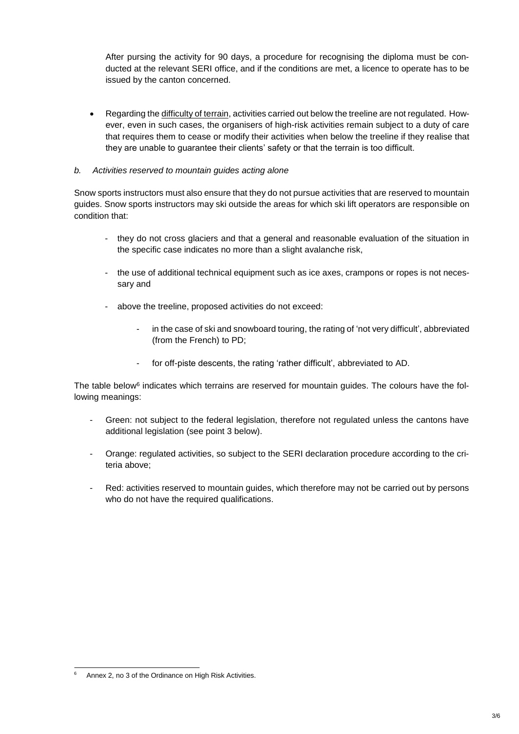After pursing the activity for 90 days, a procedure for recognising the diploma must be conducted at the relevant SERI office, and if the conditions are met, a licence to operate has to be issued by the canton concerned.

- Regarding the difficulty of terrain, activities carried out below the treeline are not regulated. However, even in such cases, the organisers of high-risk activities remain subject to a duty of care that requires them to cease or modify their activities when below the treeline if they realise that they are unable to guarantee their clients' safety or that the terrain is too difficult.

*b. Activities reserved to mountain guides acting alone*

Snow sports instructors must also ensure that they do not pursue activities that are reserved to mountain guides. Snow sports instructors may ski outside the areas for which ski lift operators are responsible on condition that:

- they do not cross glaciers and that a general and reasonable evaluation of the situation in the specific case indicates no more than a slight avalanche risk,
- the use of additional technical equipment such as ice axes, crampons or ropes is not necessary and
- above the treeline, proposed activities do not exceed:
    - in the case of ski and snowboard touring, the rating of 'not very difficult', abbreviated (from the French) to PD;
    - for off-piste descents, the rating 'rather difficult', abbreviated to AD.

The table below[6] indicates which terrains are reserved for mountain guides. The colours have the following meanings:

- Green: not subject to the federal legislation, therefore not regulated unless the cantons have additional legislation (see point 3 below).
- Orange: regulated activities, so subject to the SERI declaration procedure according to the criteria above;
- Red: activities reserved to mountain guides, which therefore may not be carried out by persons who do not have the required qualifications.

[6] Annex 2, no 3 of the Ordinance on High Risk Activities.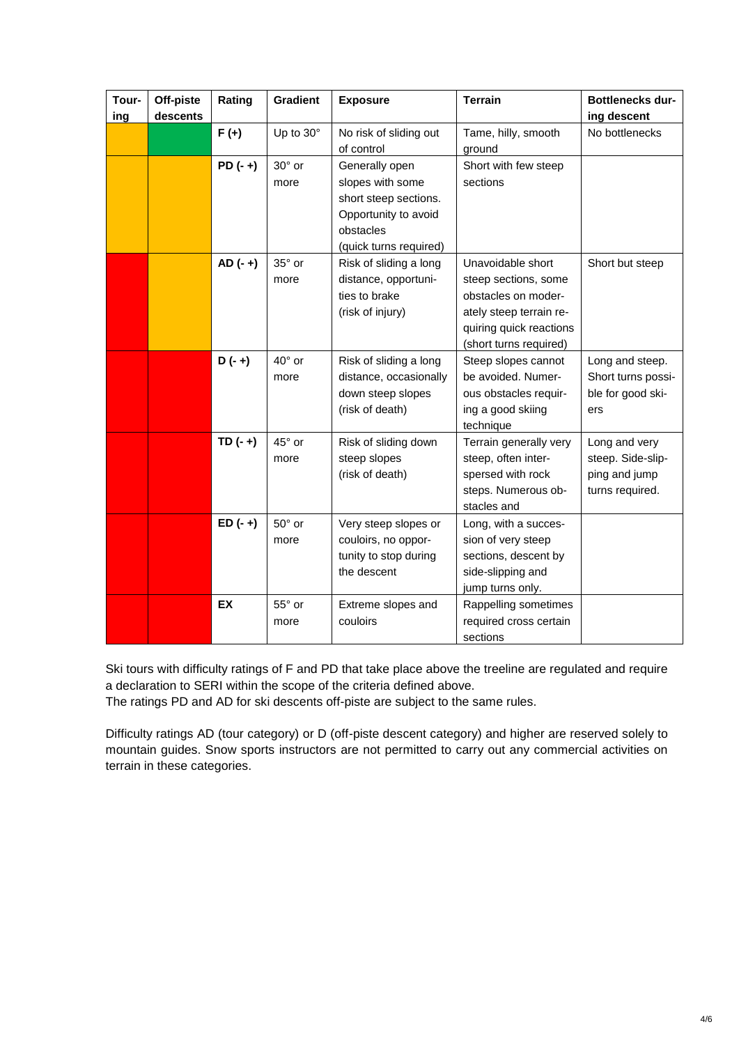| Touring | Off-piste descents | Rating | Gradient | Exposure | Terrain | Bottlenecks during descent |
|---|---|---|---|---|---|---|
| | | **F (+)** | Up to 30° | No risk of sliding out of control | Tame, hilly, smooth ground | No bottlenecks |
| | | **PD (- +)** | 30° or more | Generally open slopes with some short steep sections. Opportunity to avoid obstacles (quick turns required) | Short with few steep sections | |
| | | **AD (- +)** | 35° or more | Risk of sliding a long distance, opportunities to brake (risk of injury) | Unavoidable short steep sections, some obstacles on moderately steep terrain requiring quick reactions (short turns required) | Short but steep |
| | | **D (- +)** | 40° or more | Risk of sliding a long distance, occasionally down steep slopes (risk of death) | Steep slopes cannot be avoided. Numerous obstacles requiring a good skiing technique | Long and steep. Short turns possible for good skiers |
| | | **TD (- +)** | 45° or more | Risk of sliding down steep slopes (risk of death) | Terrain generally very steep, often interspersed with rock steps. Numerous obstacles and | Long and very steep. Side-slipping and jump turns required. |
| | | **ED (- +)** | 50° or more | Very steep slopes or couloirs, no opportunity to stop during the descent | Long, with a succession of very steep sections, descent by side-slipping and jump turns only. | |
| | | **EX** | 55° or more | Extreme slopes and couloirs | Rappelling sometimes required cross certain sections | |

Ski tours with difficulty ratings of F and PD that take place above the treeline are regulated and require a declaration to SERI within the scope of the criteria defined above.
The ratings PD and AD for ski descents off-piste are subject to the same rules.

Difficulty ratings AD (tour category) or D (off-piste descent category) and higher are reserved solely to mountain guides. Snow sports instructors are not permitted to carry out any commercial activities on terrain in these categories.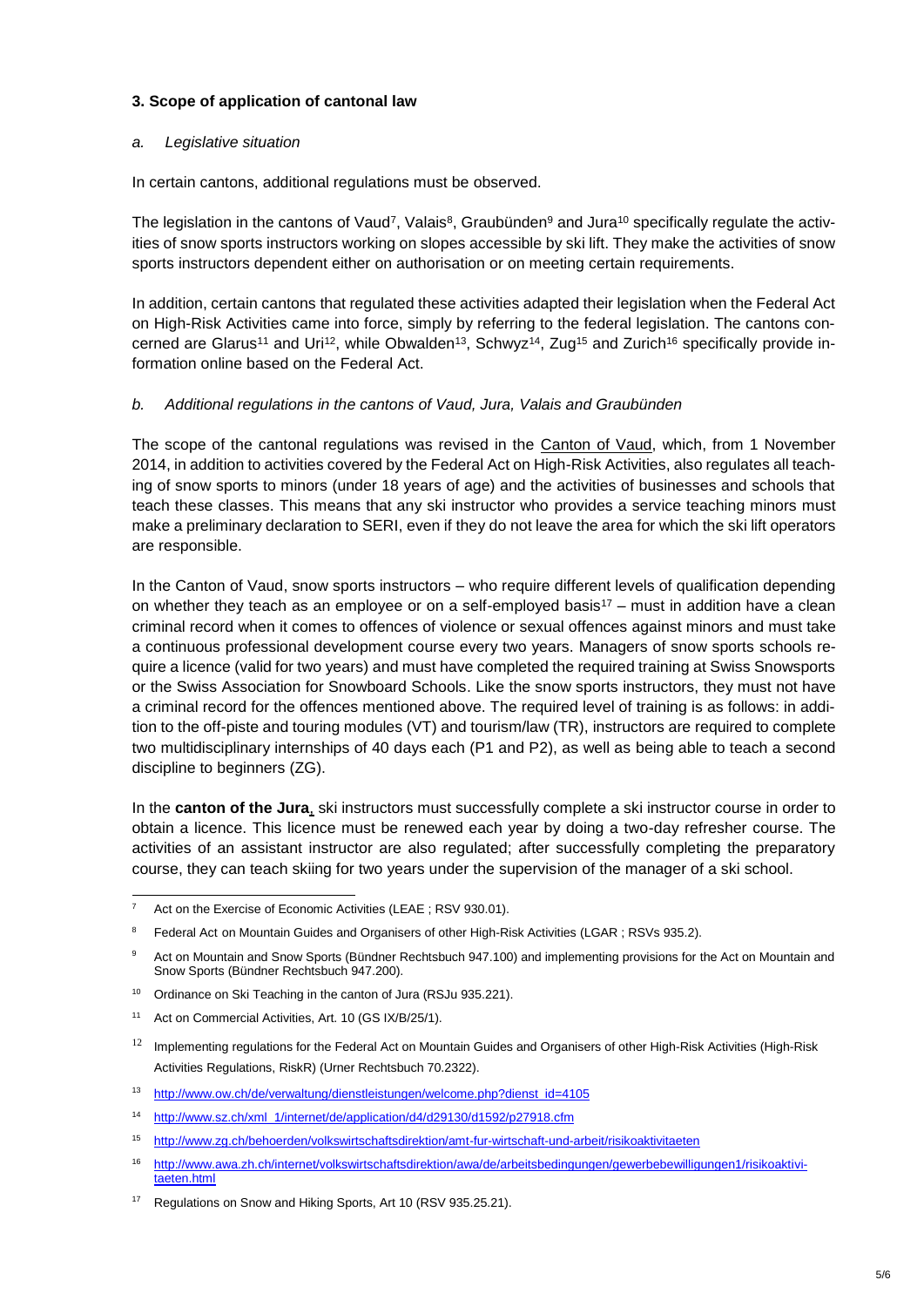### 3. Scope of application of cantonal law

#### *a. Legislative situation*

In certain cantons, additional regulations must be observed.

The legislation in the cantons of Vaud[7], Valais[8], Graubünden[9] and Jura[10] specifically regulate the activities of snow sports instructors working on slopes accessible by ski lift. They make the activities of snow sports instructors dependent either on authorisation or on meeting certain requirements.

In addition, certain cantons that regulated these activities adapted their legislation when the Federal Act on High-Risk Activities came into force, simply by referring to the federal legislation. The cantons concerned are Glarus[11] and Uri[12], while Obwalden[13], Schwyz[14], Zug[15] and Zurich[16] specifically provide information online based on the Federal Act.

#### *b. Additional regulations in the cantons of Vaud, Jura, Valais and Graubünden*

The scope of the cantonal regulations was revised in the Canton of Vaud, which, from 1 November 2014, in addition to activities covered by the Federal Act on High-Risk Activities, also regulates all teaching of snow sports to minors (under 18 years of age) and the activities of businesses and schools that teach these classes. This means that any ski instructor who provides a service teaching minors must make a preliminary declaration to SERI, even if they do not leave the area for which the ski lift operators are responsible.

In the Canton of Vaud, snow sports instructors – who require different levels of qualification depending on whether they teach as an employee or on a self-employed basis[17] – must in addition have a clean criminal record when it comes to offences of violence or sexual offences against minors and must take a continuous professional development course every two years. Managers of snow sports schools require a licence (valid for two years) and must have completed the required training at Swiss Snowsports or the Swiss Association for Snowboard Schools. Like the snow sports instructors, they must not have a criminal record for the offences mentioned above. The required level of training is as follows: in addition to the off-piste and touring modules (VT) and tourism/law (TR), instructors are required to complete two multidisciplinary internships of 40 days each (P1 and P2), as well as being able to teach a second discipline to beginners (ZG).

In the **canton of the Jura**, ski instructors must successfully complete a ski instructor course in order to obtain a licence. This licence must be renewed each year by doing a two-day refresher course. The activities of an assistant instructor are also regulated; after successfully completing the preparatory course, they can teach skiing for two years under the supervision of the manager of a ski school.

---

[7] Act on the Exercise of Economic Activities (LEAE ; RSV 930.01).

[8] Federal Act on Mountain Guides and Organisers of other High-Risk Activities (LGAR ; RSVs 935.2).

[9] Act on Mountain and Snow Sports (Bündner Rechtsbuch 947.100) and implementing provisions for the Act on Mountain and Snow Sports (Bündner Rechtsbuch 947.200).

[10] Ordinance on Ski Teaching in the canton of Jura (RSJu 935.221).

[11] Act on Commercial Activities, Art. 10 (GS IX/B/25/1).

[12] Implementing regulations for the Federal Act on Mountain Guides and Organisers of other High-Risk Activities (High-Risk Activities Regulations, RiskR) (Urner Rechtsbuch 70.2322).

[13] http://www.ow.ch/de/verwaltung/dienstleistungen/welcome.php?dienst_id=4105

[14] http://www.sz.ch/xml_1/internet/de/application/d4/d29130/d1592/p27918.cfm

[15] http://www.zg.ch/behoerden/volkswirtschaftsdirektion/amt-fur-wirtschaft-und-arbeit/risikoaktivitaeten

[16] http://www.awa.zh.ch/internet/volkswirtschaftsdirektion/awa/de/arbeitsbedingungen/gewerbebewilligungen1/risikoaktivitaeten.html

[17] Regulations on Snow and Hiking Sports, Art 10 (RSV 935.25.21).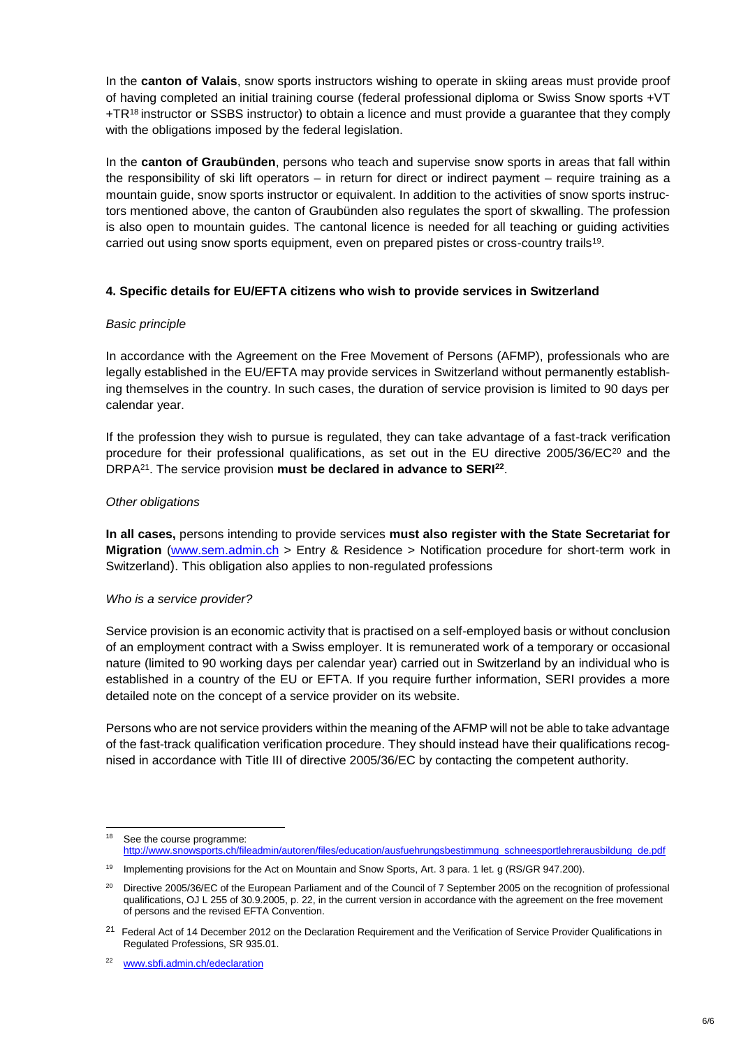In the **canton of Valais**, snow sports instructors wishing to operate in skiing areas must provide proof of having completed an initial training course (federal professional diploma or Swiss Snow sports +VT +TR[18] instructor or SSBS instructor) to obtain a licence and must provide a guarantee that they comply with the obligations imposed by the federal legislation.

In the **canton of Graubünden**, persons who teach and supervise snow sports in areas that fall within the responsibility of ski lift operators – in return for direct or indirect payment – require training as a mountain guide, snow sports instructor or equivalent. In addition to the activities of snow sports instructors mentioned above, the canton of Graubünden also regulates the sport of skwalling. The profession is also open to mountain guides. The cantonal licence is needed for all teaching or guiding activities carried out using snow sports equipment, even on prepared pistes or cross-country trails[19].

### 4. Specific details for EU/EFTA citizens who wish to provide services in Switzerland

*Basic principle*

In accordance with the Agreement on the Free Movement of Persons (AFMP), professionals who are legally established in the EU/EFTA may provide services in Switzerland without permanently establishing themselves in the country. In such cases, the duration of service provision is limited to 90 days per calendar year.

If the profession they wish to pursue is regulated, they can take advantage of a fast-track verification procedure for their professional qualifications, as set out in the EU directive 2005/36/EC[20] and the DRPA[21]. The service provision **must be declared in advance to SERI[22]**.

*Other obligations*

**In all cases,** persons intending to provide services **must also register with the State Secretariat for Migration** (www.sem.admin.ch > Entry & Residence > Notification procedure for short-term work in Switzerland). This obligation also applies to non-regulated professions

*Who is a service provider?*

Service provision is an economic activity that is practised on a self-employed basis or without conclusion of an employment contract with a Swiss employer. It is remunerated work of a temporary or occasional nature (limited to 90 working days per calendar year) carried out in Switzerland by an individual who is established in a country of the EU or EFTA. If you require further information, SERI provides a more detailed note on the concept of a service provider on its website.

Persons who are not service providers within the meaning of the AFMP will not be able to take advantage of the fast-track qualification verification procedure. They should instead have their qualifications recognised in accordance with Title III of directive 2005/36/EC by contacting the competent authority.

---

[18] See the course programme: http://www.snowsports.ch/fileadmin/autoren/files/education/ausfuehrungsbestimmung_schneesportlehrerausbildung_de.pdf

[19] Implementing provisions for the Act on Mountain and Snow Sports, Art. 3 para. 1 let. g (RS/GR 947.200).

[20] Directive 2005/36/EC of the European Parliament and of the Council of 7 September 2005 on the recognition of professional qualifications, OJ L 255 of 30.9.2005, p. 22, in the current version in accordance with the agreement on the free movement of persons and the revised EFTA Convention.

[21] Federal Act of 14 December 2012 on the Declaration Requirement and the Verification of Service Provider Qualifications in Regulated Professions, SR 935.01.

[22] www.sbfi.admin.ch/edeclaration